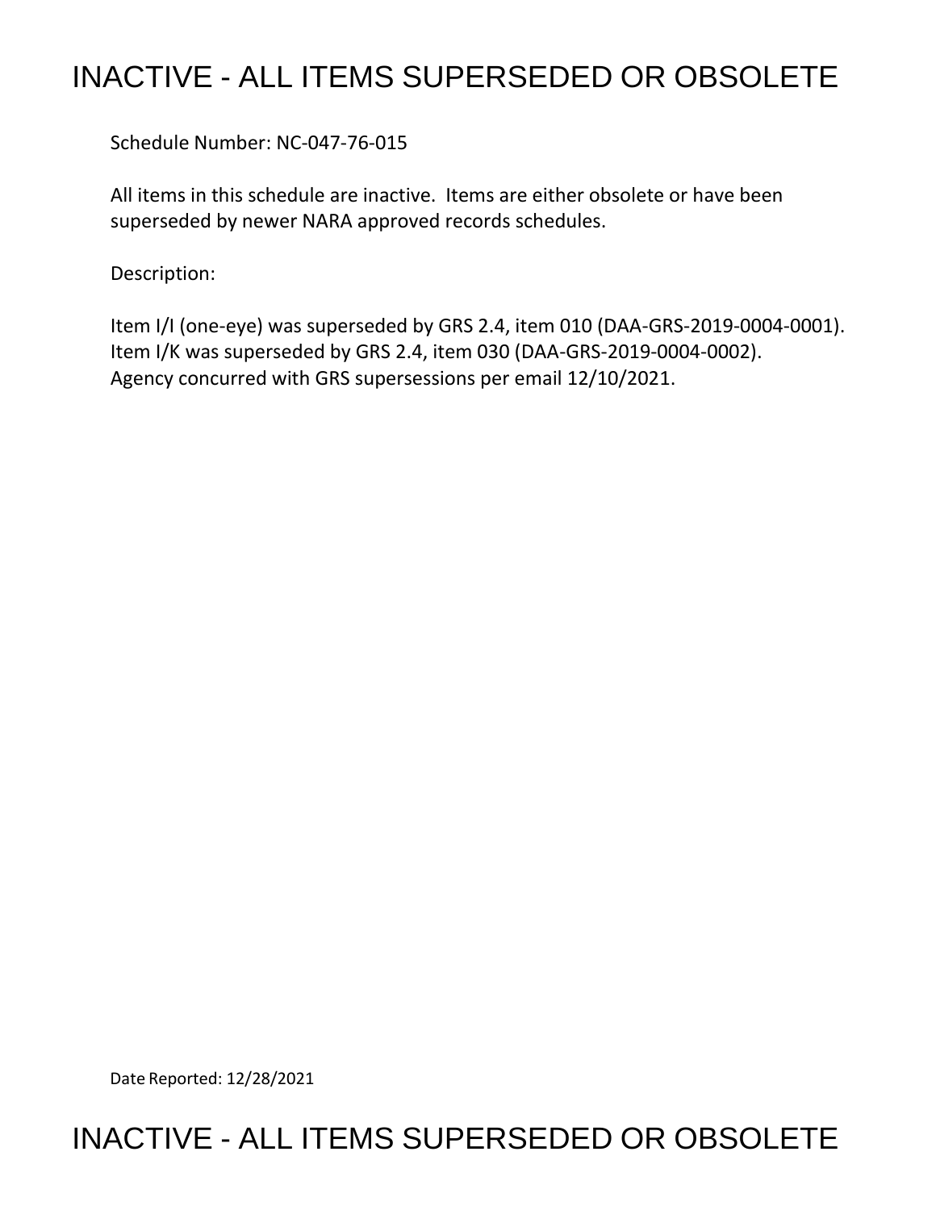# INACTIVE - ALL ITEMS SUPERSEDED OR OBSOLETE

Schedule Number: NC-047-76-015

All items in this schedule are inactive. Items are either obsolete or have been superseded by newer NARA approved records schedules.

Description:

Item I/I (one-eye) was superseded by GRS 2.4, item 010 (DAA-GRS-2019-0004-0001).
Item I/K was superseded by GRS 2.4, item 030 (DAA-GRS-2019-0004-0002).
Agency concurred with GRS supersessions per email 12/10/2021.

Date Reported: 12/28/2021

# INACTIVE - ALL ITEMS SUPERSEDED OR OBSOLETE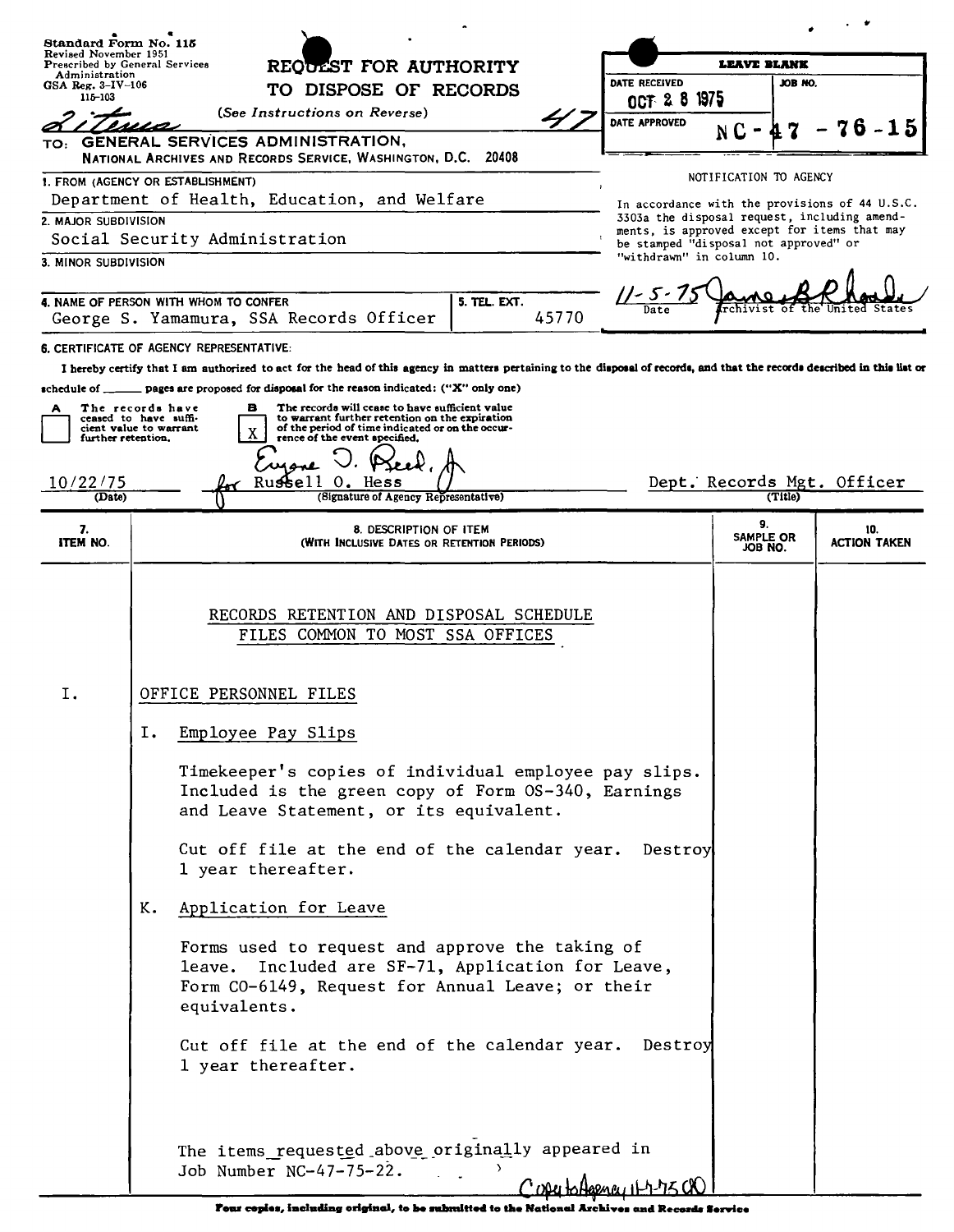Standard Form No. 115
Revised November 1951
Prescribed by General Services Administration
GSA Reg. 3-IV-106
115-103

# REQUEST FOR AUTHORITY TO DISPOSE OF RECORDS

(See Instructions on Reverse)

Litema 47

TO: GENERAL SERVICES ADMINISTRATION,
NATIONAL ARCHIVES AND RECORDS SERVICE, WASHINGTON, D.C. 20408

| LEAVE BLANK | |
|---|---|
| DATE RECEIVED: OCT 28 1975 | JOB NO. |
| DATE APPROVED | NC-47-76-15 |

**1. FROM (AGENCY OR ESTABLISHMENT)**
Department of Health, Education, and Welfare

**2. MAJOR SUBDIVISION**
Social Security Administration

**3. MINOR SUBDIVISION**

**4. NAME OF PERSON WITH WHOM TO CONFER**
George S. Yamamura, SSA Records Officer

**5. TEL. EXT.**
45770

NOTIFICATION TO AGENCY

In accordance with the provisions of 44 U.S.C. 3303a the disposal request, including amendments, is approved except for items that may be stamped "disposal not approved" or "withdrawn" in column 10.

11-5-75 — James B Rhoads, Archivist of the United States
Date

**6. CERTIFICATE OF AGENCY REPRESENTATIVE:**

I hereby certify that I am authorized to act for the head of this agency in matters pertaining to the disposal of records, and that the records described in this list or schedule of ______ pages are proposed for disposal for the reason indicated: ("X" only one)

- [ ] **A** The records have ceased to have sufficient value to warrant further retention.
- [X] **B** The records will cease to have sufficient value to warrant further retention on the expiration of the period of time indicated or on the occurrence of the event specified.

10/22/75 — Eugene O. Reed, Jr. for Russell O. Hess — Dept. Records Mgt. Officer
(Date) — (Signature of Agency Representative) — (Title)

| 7. ITEM NO. | 8. DESCRIPTION OF ITEM (WITH INCLUSIVE DATES OR RETENTION PERIODS) | 9. SAMPLE OR JOB NO. | 10. ACTION TAKEN |
|---|---|---|---|

RECORDS RETENTION AND DISPOSAL SCHEDULE
FILES COMMON TO MOST SSA OFFICES

I. OFFICE PERSONNEL FILES

I. Employee Pay Slips

Timekeeper's copies of individual employee pay slips. Included is the green copy of Form OS-340, Earnings and Leave Statement, or its equivalent.

Cut off file at the end of the calendar year. Destroy 1 year thereafter.

K. Application for Leave

Forms used to request and approve the taking of leave. Included are SF-71, Application for Leave, Form CO-6149, Request for Annual Leave; or their equivalents.

Cut off file at the end of the calendar year. Destroy 1 year thereafter.

The items requested above originally appeared in Job Number NC-47-75-22.

Copy to Agency 11-7-75 CK

Four copies, including original, to be submitted to the National Archives and Records Service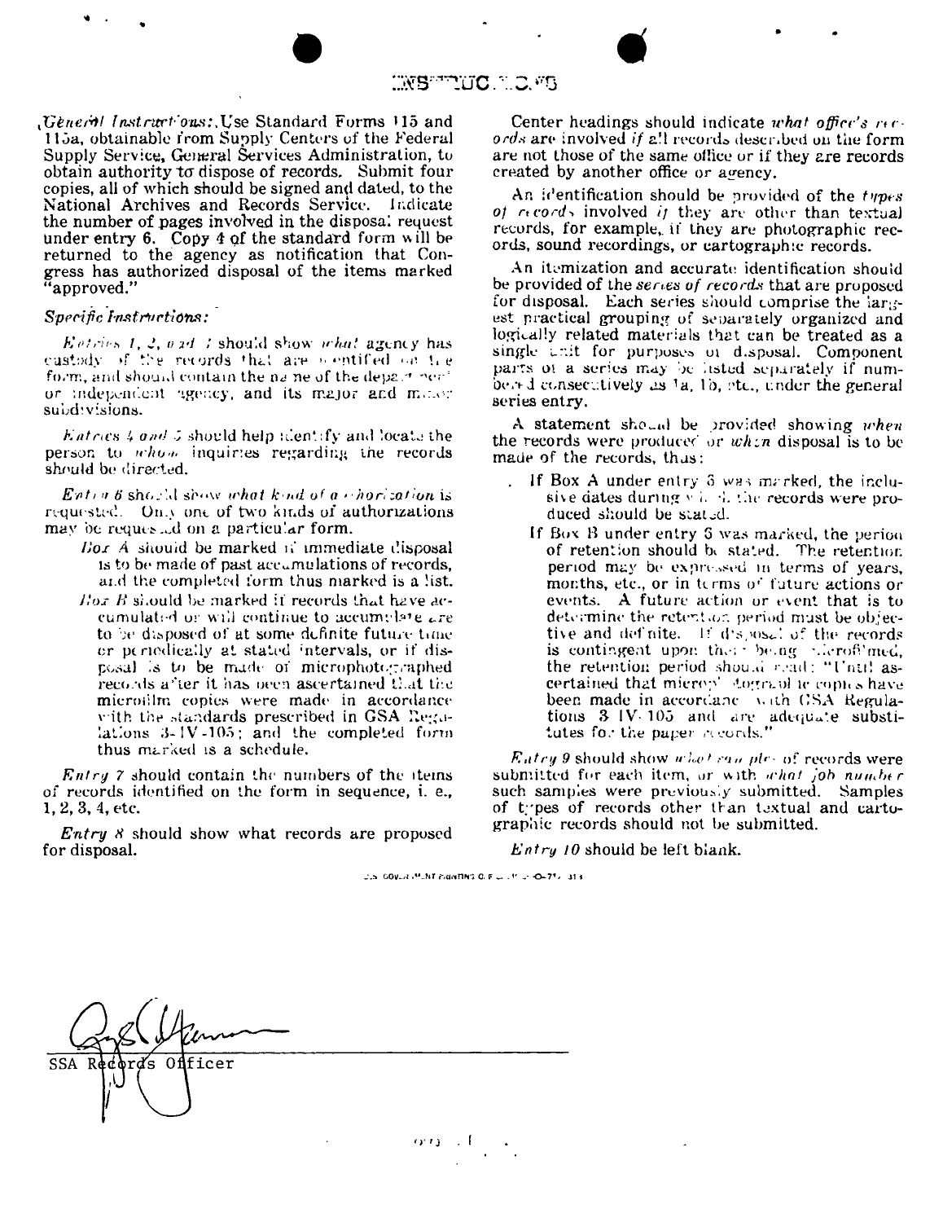# INSTRUCTIONS

*General Instructions:* Use Standard Forms 115 and 115a, obtainable from Supply Centers of the Federal Supply Service, General Services Administration, to obtain authority to dispose of records. Submit four copies, all of which should be signed and dated, to the National Archives and Records Service. Indicate the number of pages involved in the disposal request under entry 6. Copy 4 of the standard form will be returned to the agency as notification that Congress has authorized disposal of the items marked "approved."

*Specific Instructions:*

*Entries 1, 2, and 3* should show *what* agency has custody of the records that are identified on the form, and should contain the name of the department or independent agency, and its major and minor subdivisions.

*Entries 4 and 5* should help identify and locate the person to *whom* inquiries regarding the records should be directed.

*Entry 6* should show *what kind of authorization* is requested. Only one of two kinds of authorizations may be requested on a particular form.

> *Box A* should be marked if immediate disposal is to be made of past accumulations of records, and the completed form thus marked is a list.
>
> *Box B* should be marked if records that have accumulated or will continue to accumulate are to be disposed of at some definite future time or periodically at stated intervals, or if disposal is to be made of microphotographed records after it has been ascertained that the microfilm copies were made in accordance with the standards prescribed in GSA Regulations 3-IV-105; and the completed form thus marked is a schedule.

*Entry 7* should contain the numbers of the items of records identified on the form in sequence, i. e., 1, 2, 3, 4, etc.

*Entry 8* should show what records are proposed for disposal.

Center headings should indicate *what office's records* are involved *if* all records described on the form are not those of the same office or if they are records created by another office or agency.

An identification should be provided of the *types of records* involved *if* they are other than textual records, for example, if they are photographic records, sound recordings, or cartographic records.

An itemization and accurate identification should be provided of the *series of records* that are proposed for disposal. Each series should comprise the largest practical grouping of separately organized and logically related materials that can be treated as a single unit for purposes of disposal. Component parts of a series may be listed separately if numbered consecutively as 1a, 1b, etc., under the general series entry.

A statement should be provided showing *when* the records were produced or *when* disposal is to be made of the records, thus:

> If Box A under entry 6 was marked, the inclusive dates during which the records were produced should be stated.
>
> If Box B under entry 6 was marked, the period of retention should be stated. The retention period may be expressed in terms of years, months, etc., or in terms of future actions or events. A future action or event that is to determine the retention period must be objective and definite. If disposal of the records is contingent upon their being microfilmed, the retention period should read: "Until ascertained that microphotographic copies have been made in accordance with GSA Regulations 3-IV-105 and are adequate substitutes for the paper records."

*Entry 9* should show *what samples* of records were submitted for each item, or with *what job number* such samples were previously submitted. Samples of types of records other than textual and cartographic records should not be submitted.

*Entry 10* should be left blank.

SSA Records Officer